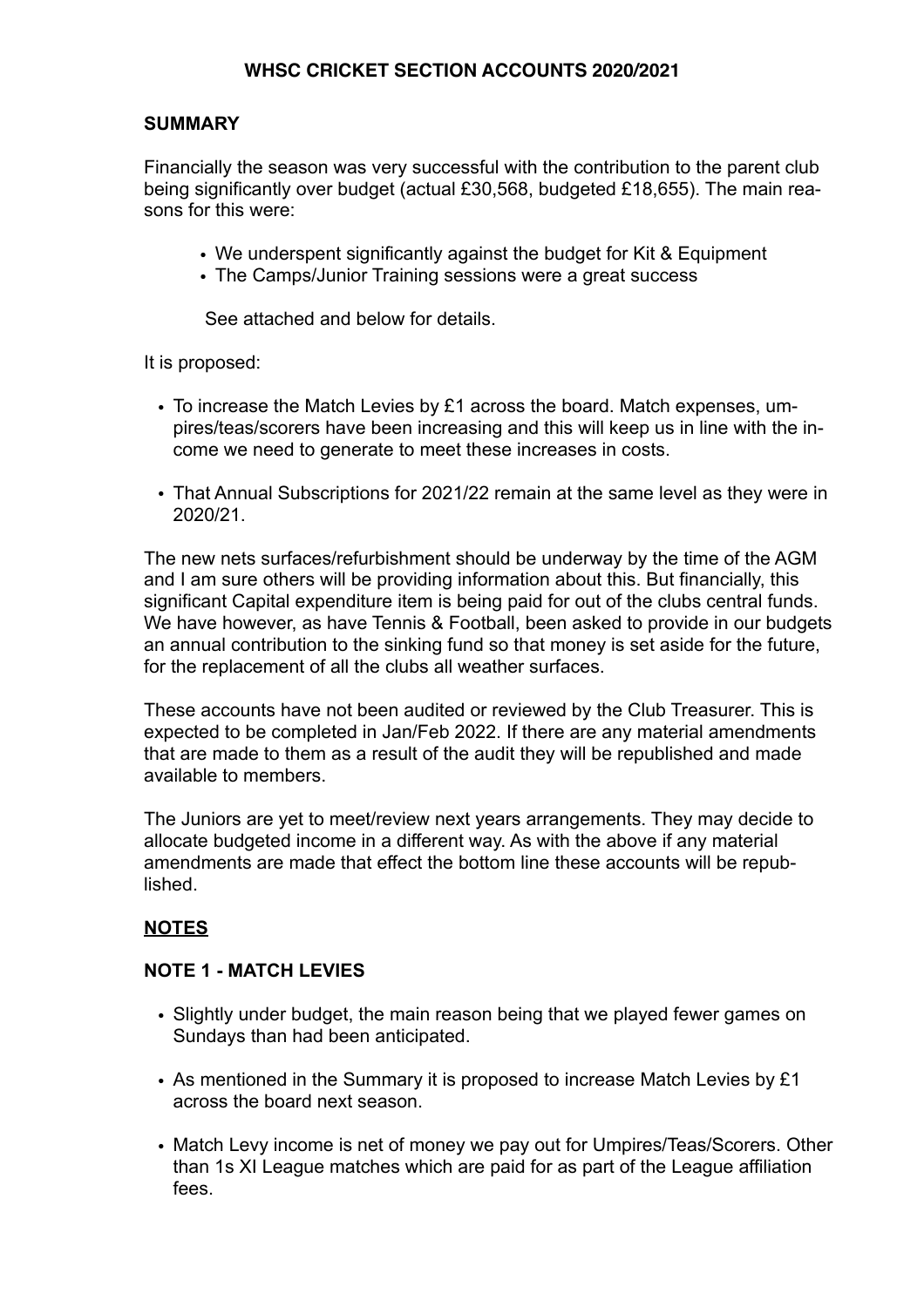# WHSC CRICKET SECTION ACCOUNTS 2020/2021

## SUMMARY

Financially the season was very successful with the contribution to the parent club being significantly over budget (actual £30,568, budgeted £18,655). The main reasons for this were:

- We underspent significantly against the budget for Kit & Equipment
- The Camps/Junior Training sessions were a great success

See attached and below for details.

It is proposed:

- To increase the Match Levies by £1 across the board. Match expenses, umpires/teas/scorers have been increasing and this will keep us in line with the income we need to generate to meet these increases in costs.
- That Annual Subscriptions for 2021/22 remain at the same level as they were in 2020/21.

The new nets surfaces/refurbishment should be underway by the time of the AGM and I am sure others will be providing information about this. But financially, this significant Capital expenditure item is being paid for out of the clubs central funds. We have however, as have Tennis & Football, been asked to provide in our budgets an annual contribution to the sinking fund so that money is set aside for the future, for the replacement of all the clubs all weather surfaces.

These accounts have not been audited or reviewed by the Club Treasurer. This is expected to be completed in Jan/Feb 2022. If there are any material amendments that are made to them as a result of the audit they will be republished and made available to members.

The Juniors are yet to meet/review next years arrangements. They may decide to allocate budgeted income in a different way. As with the above if any material amendments are made that effect the bottom line these accounts will be republished.

## NOTES

### NOTE 1 - MATCH LEVIES

- Slightly under budget, the main reason being that we played fewer games on Sundays than had been anticipated.
- As mentioned in the Summary it is proposed to increase Match Levies by £1 across the board next season.
- Match Levy income is net of money we pay out for Umpires/Teas/Scorers. Other than 1s XI League matches which are paid for as part of the League affiliation fees.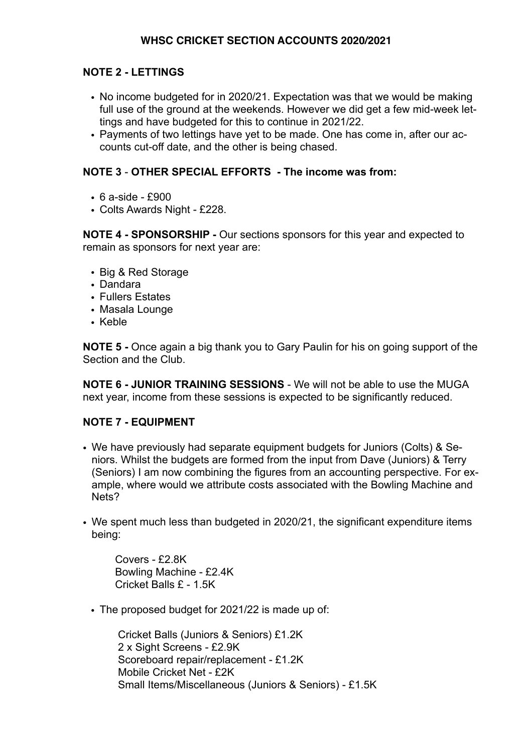# WHSC CRICKET SECTION ACCOUNTS 2020/2021

## NOTE 2 - LETTINGS

- No income budgeted for in 2020/21. Expectation was that we would be making full use of the ground at the weekends. However we did get a few mid-week lettings and have budgeted for this to continue in 2021/22.
- Payments of two lettings have yet to be made. One has come in, after our accounts cut-off date, and the other is being chased.

## NOTE 3 - OTHER SPECIAL EFFORTS - The income was from:

- 6 a-side - £900
- Colts Awards Night - £228.

**NOTE 4 - SPONSORSHIP -** Our sections sponsors for this year and expected to remain as sponsors for next year are:

- Big & Red Storage
- Dandara
- Fullers Estates
- Masala Lounge
- Keble

**NOTE 5 -** Once again a big thank you to Gary Paulin for his on going support of the Section and the Club.

**NOTE 6 - JUNIOR TRAINING SESSIONS** - We will not be able to use the MUGA next year, income from these sessions is expected to be significantly reduced.

## NOTE 7 - EQUIPMENT

- We have previously had separate equipment budgets for Juniors (Colts) & Seniors. Whilst the budgets are formed from the input from Dave (Juniors) & Terry (Seniors) I am now combining the figures from an accounting perspective. For example, where would we attribute costs associated with the Bowling Machine and Nets?

- We spent much less than budgeted in 2020/21, the significant expenditure items being:

  Covers - £2.8K
  Bowling Machine - £2.4K
  Cricket Balls £ - 1.5K

- The proposed budget for 2021/22 is made up of:

  Cricket Balls (Juniors & Seniors) £1.2K
  2 x Sight Screens - £2.9K
  Scoreboard repair/replacement - £1.2K
  Mobile Cricket Net - £2K
  Small Items/Miscellaneous (Juniors & Seniors) - £1.5K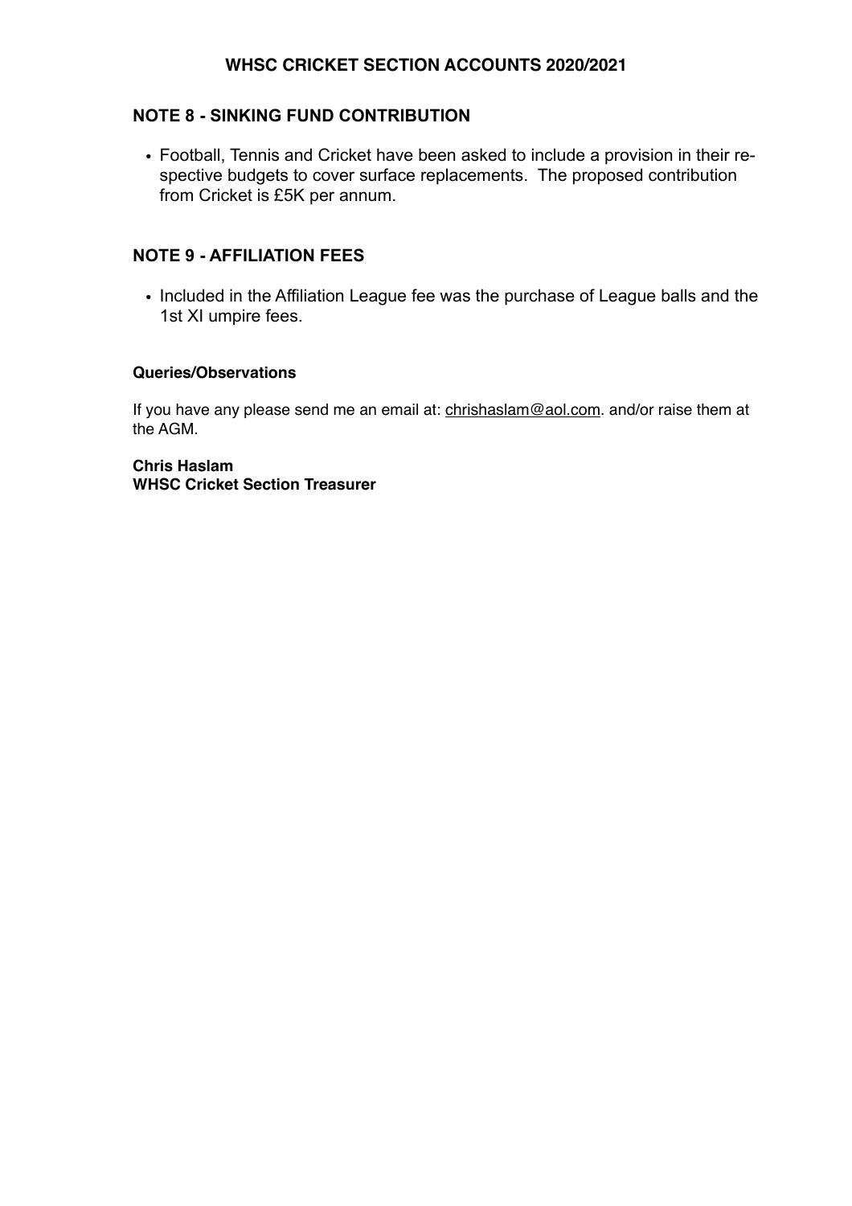## NOTE 8 - SINKING FUND CONTRIBUTION

- Football, Tennis and Cricket have been asked to include a provision in their respective budgets to cover surface replacements. The proposed contribution from Cricket is £5K per annum.

## NOTE 9 - AFFILIATION FEES

- Included in the Affiliation League fee was the purchase of League balls and the 1st XI umpire fees.

**Queries/Observations**

If you have any please send me an email at: chrishaslam@aol.com. and/or raise them at the AGM.

**Chris Haslam**
**WHSC Cricket Section Treasurer**